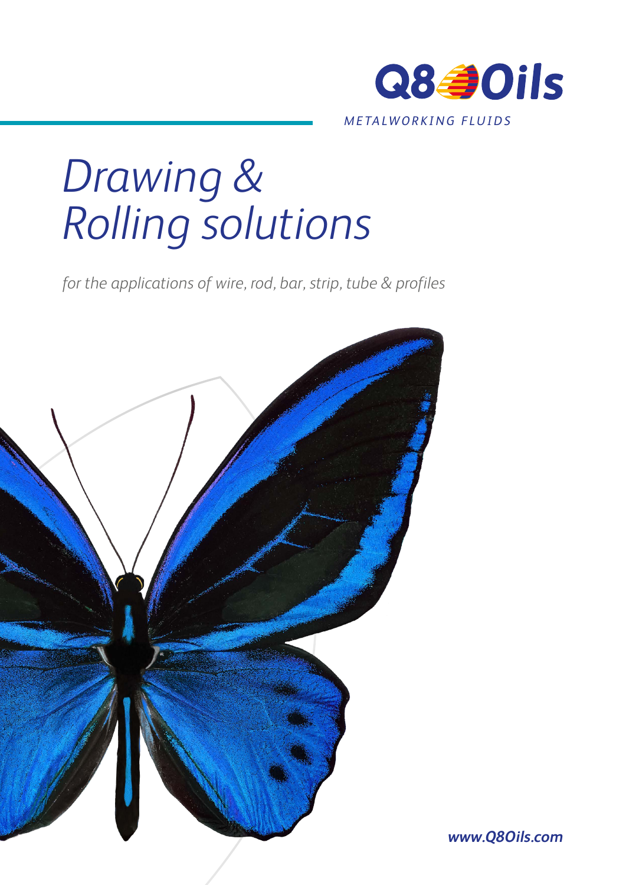Q8Oils

METALWORKING FLUIDS

# *Drawing & Rolling solutions*

*for the applications of wire, rod, bar, strip, tube & profiles*

***www.Q8Oils.com***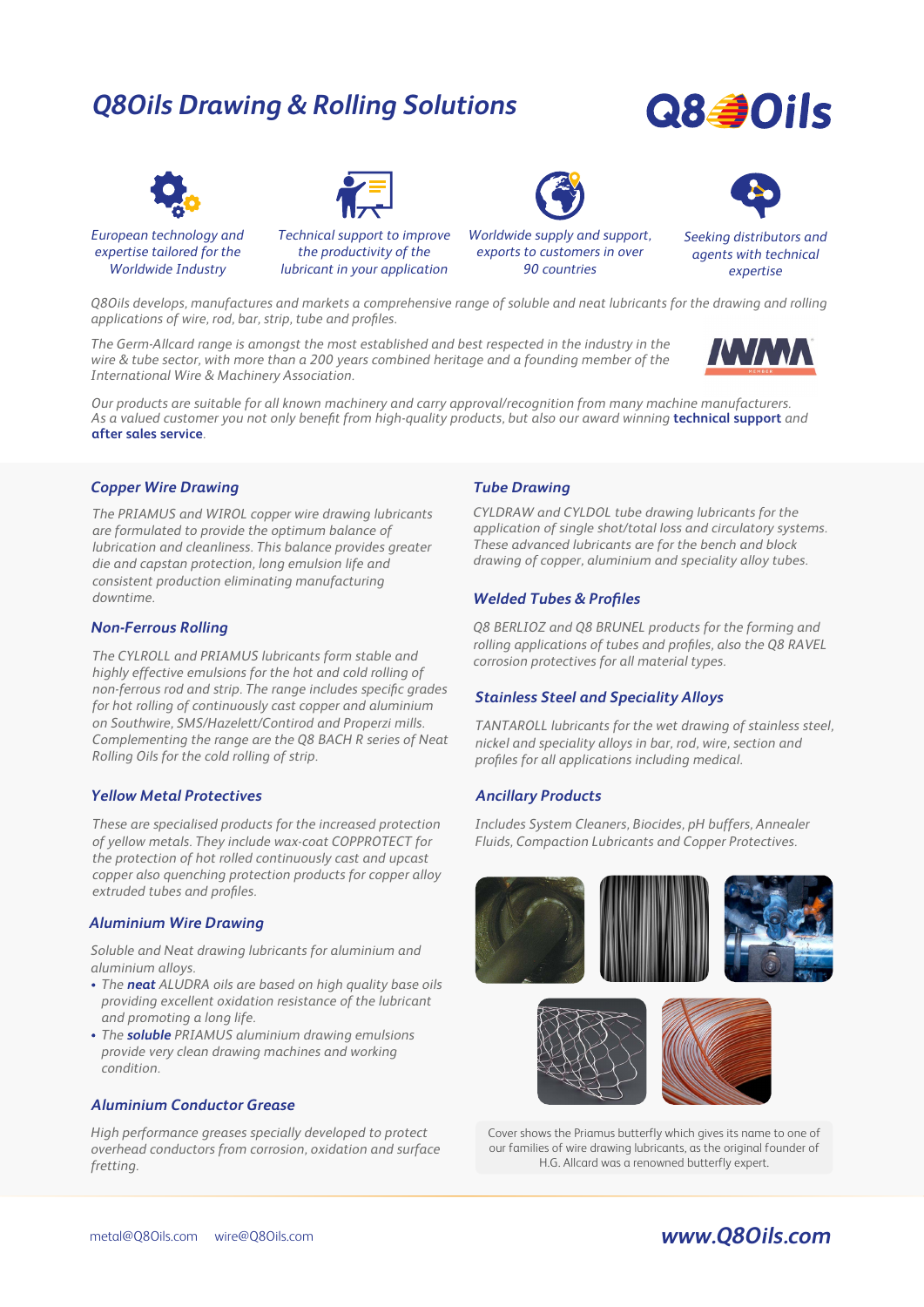# Q8Oils Drawing & Rolling Solutions

Q8Oils

European technology and expertise tailored for the Worldwide Industry

Technical support to improve the productivity of the lubricant in your application

Worldwide supply and support, exports to customers in over 90 countries

Seeking distributors and agents with technical expertise

*Q8Oils develops, manufactures and markets a comprehensive range of soluble and neat lubricants for the drawing and rolling applications of wire, rod, bar, strip, tube and profiles.*

*The Germ-Allcard range is amongst the most established and best respected in the industry in the wire & tube sector, with more than a 200 years combined heritage and a founding member of the International Wire & Machinery Association.*

IWMA MEMBER

*Our products are suitable for all known machinery and carry approval/recognition from many machine manufacturers. As a valued customer you not only benefit from high-quality products, but also our award winning* **technical support** *and* **after sales service**.

## Copper Wire Drawing

*The PRIAMUS and WIROL copper wire drawing lubricants are formulated to provide the optimum balance of lubrication and cleanliness. This balance provides greater die and capstan protection, long emulsion life and consistent production eliminating manufacturing downtime.*

## Non-Ferrous Rolling

*The CYLROLL and PRIAMUS lubricants form stable and highly effective emulsions for the hot and cold rolling of non-ferrous rod and strip. The range includes specific grades for hot rolling of continuously cast copper and aluminium on Southwire, SMS/Hazelett/Contirod and Properzi mills. Complementing the range are the Q8 BACH R series of Neat Rolling Oils for the cold rolling of strip.*

## Yellow Metal Protectives

*These are specialised products for the increased protection of yellow metals. They include wax-coat COPPROTECT for the protection of hot rolled continuously cast and upcast copper also quenching protection products for copper alloy extruded tubes and profiles.*

## Aluminium Wire Drawing

*Soluble and Neat drawing lubricants for aluminium and aluminium alloys.*

- *The* ***neat*** *ALUDRA oils are based on high quality base oils providing excellent oxidation resistance of the lubricant and promoting a long life.*
- *The* ***soluble*** *PRIAMUS aluminium drawing emulsions provide very clean drawing machines and working condition.*

## Aluminium Conductor Grease

*High performance greases specially developed to protect overhead conductors from corrosion, oxidation and surface fretting.*

## Tube Drawing

*CYLDRAW and CYLDOL tube drawing lubricants for the application of single shot/total loss and circulatory systems. These advanced lubricants are for the bench and block drawing of copper, aluminium and speciality alloy tubes.*

## Welded Tubes & Profiles

*Q8 BERLIOZ and Q8 BRUNEL products for the forming and rolling applications of tubes and profiles, also the Q8 RAVEL corrosion protectives for all material types.*

## Stainless Steel and Speciality Alloys

*TANTAROLL lubricants for the wet drawing of stainless steel, nickel and speciality alloys in bar, rod, wire, section and profiles for all applications including medical.*

## Ancillary Products

*Includes System Cleaners, Biocides, pH buffers, Annealer Fluids, Compaction Lubricants and Copper Protectives.*

Cover shows the Priamus butterfly which gives its name to one of our families of wire drawing lubricants, as the original founder of H.G. Allcard was a renowned butterfly expert.

metal@Q8Oils.com wire@Q8Oils.com

***www.Q8Oils.com***